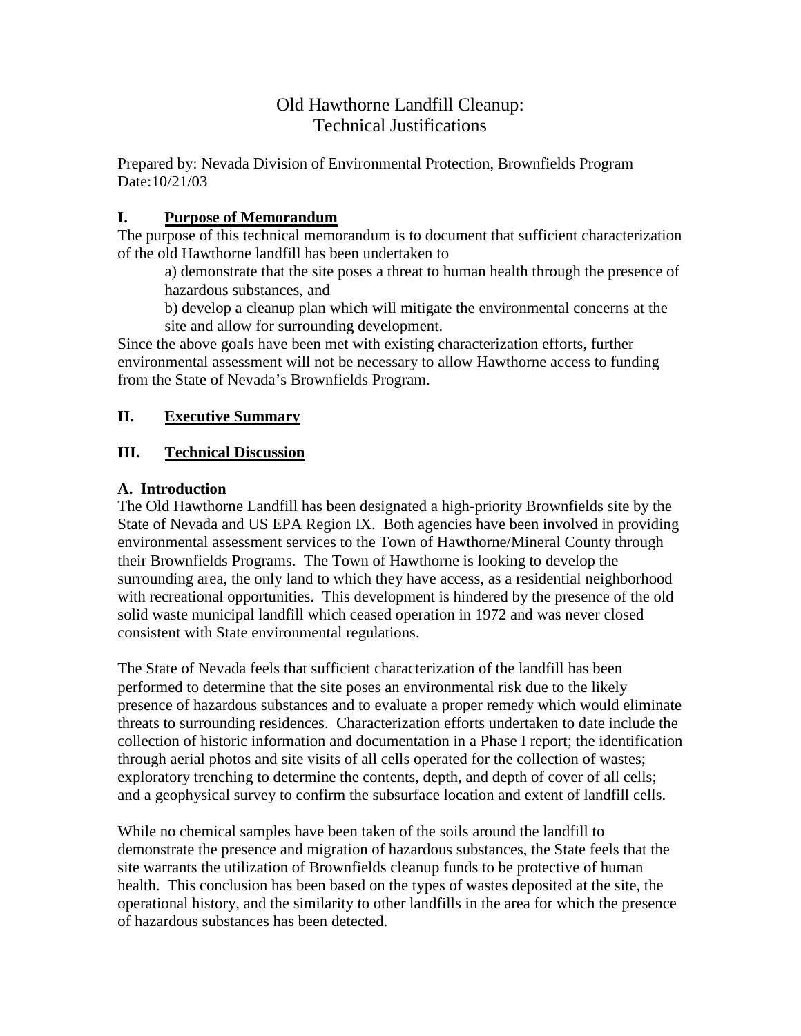# Old Hawthorne Landfill Cleanup: Technical Justifications

Prepared by: Nevada Division of Environmental Protection, Brownfields Program
Date:10/21/03

## I. Purpose of Memorandum

The purpose of this technical memorandum is to document that sufficient characterization of the old Hawthorne landfill has been undertaken to

a) demonstrate that the site poses a threat to human health through the presence of hazardous substances, and

b) develop a cleanup plan which will mitigate the environmental concerns at the site and allow for surrounding development.

Since the above goals have been met with existing characterization efforts, further environmental assessment will not be necessary to allow Hawthorne access to funding from the State of Nevada's Brownfields Program.

## II. Executive Summary

## III. Technical Discussion

### A. Introduction

The Old Hawthorne Landfill has been designated a high-priority Brownfields site by the State of Nevada and US EPA Region IX. Both agencies have been involved in providing environmental assessment services to the Town of Hawthorne/Mineral County through their Brownfields Programs. The Town of Hawthorne is looking to develop the surrounding area, the only land to which they have access, as a residential neighborhood with recreational opportunities. This development is hindered by the presence of the old solid waste municipal landfill which ceased operation in 1972 and was never closed consistent with State environmental regulations.

The State of Nevada feels that sufficient characterization of the landfill has been performed to determine that the site poses an environmental risk due to the likely presence of hazardous substances and to evaluate a proper remedy which would eliminate threats to surrounding residences. Characterization efforts undertaken to date include the collection of historic information and documentation in a Phase I report; the identification through aerial photos and site visits of all cells operated for the collection of wastes; exploratory trenching to determine the contents, depth, and depth of cover of all cells; and a geophysical survey to confirm the subsurface location and extent of landfill cells.

While no chemical samples have been taken of the soils around the landfill to demonstrate the presence and migration of hazardous substances, the State feels that the site warrants the utilization of Brownfields cleanup funds to be protective of human health. This conclusion has been based on the types of wastes deposited at the site, the operational history, and the similarity to other landfills in the area for which the presence of hazardous substances has been detected.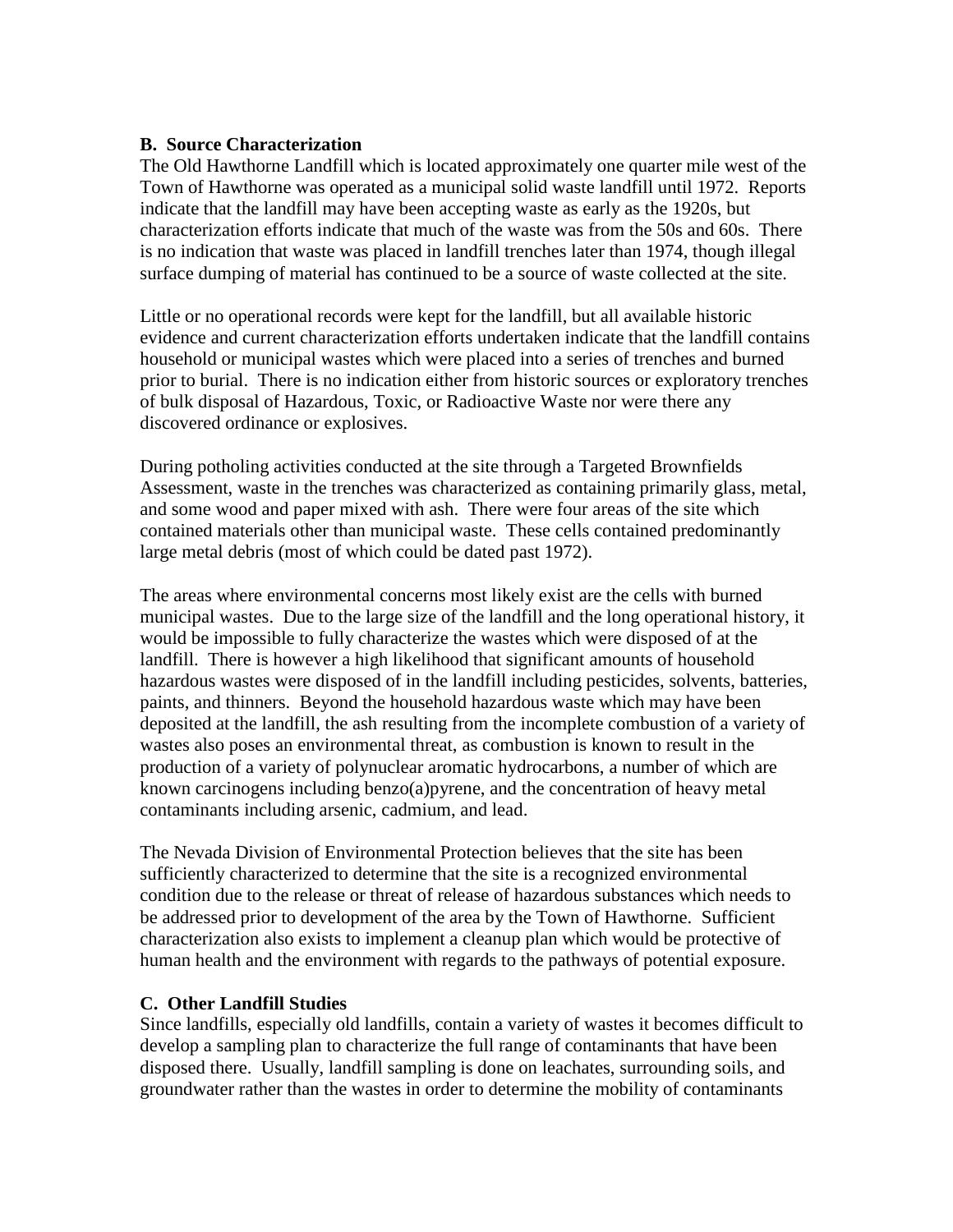**B. Source Characterization**

The Old Hawthorne Landfill which is located approximately one quarter mile west of the Town of Hawthorne was operated as a municipal solid waste landfill until 1972. Reports indicate that the landfill may have been accepting waste as early as the 1920s, but characterization efforts indicate that much of the waste was from the 50s and 60s. There is no indication that waste was placed in landfill trenches later than 1974, though illegal surface dumping of material has continued to be a source of waste collected at the site.

Little or no operational records were kept for the landfill, but all available historic evidence and current characterization efforts undertaken indicate that the landfill contains household or municipal wastes which were placed into a series of trenches and burned prior to burial. There is no indication either from historic sources or exploratory trenches of bulk disposal of Hazardous, Toxic, or Radioactive Waste nor were there any discovered ordinance or explosives.

During potholing activities conducted at the site through a Targeted Brownfields Assessment, waste in the trenches was characterized as containing primarily glass, metal, and some wood and paper mixed with ash. There were four areas of the site which contained materials other than municipal waste. These cells contained predominantly large metal debris (most of which could be dated past 1972).

The areas where environmental concerns most likely exist are the cells with burned municipal wastes. Due to the large size of the landfill and the long operational history, it would be impossible to fully characterize the wastes which were disposed of at the landfill. There is however a high likelihood that significant amounts of household hazardous wastes were disposed of in the landfill including pesticides, solvents, batteries, paints, and thinners. Beyond the household hazardous waste which may have been deposited at the landfill, the ash resulting from the incomplete combustion of a variety of wastes also poses an environmental threat, as combustion is known to result in the production of a variety of polynuclear aromatic hydrocarbons, a number of which are known carcinogens including benzo(a)pyrene, and the concentration of heavy metal contaminants including arsenic, cadmium, and lead.

The Nevada Division of Environmental Protection believes that the site has been sufficiently characterized to determine that the site is a recognized environmental condition due to the release or threat of release of hazardous substances which needs to be addressed prior to development of the area by the Town of Hawthorne. Sufficient characterization also exists to implement a cleanup plan which would be protective of human health and the environment with regards to the pathways of potential exposure.

**C. Other Landfill Studies**

Since landfills, especially old landfills, contain a variety of wastes it becomes difficult to develop a sampling plan to characterize the full range of contaminants that have been disposed there. Usually, landfill sampling is done on leachates, surrounding soils, and groundwater rather than the wastes in order to determine the mobility of contaminants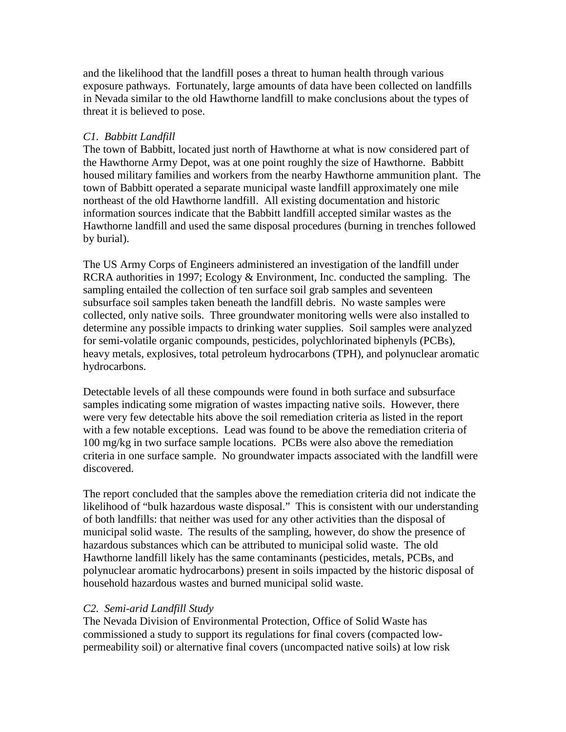and the likelihood that the landfill poses a threat to human health through various exposure pathways. Fortunately, large amounts of data have been collected on landfills in Nevada similar to the old Hawthorne landfill to make conclusions about the types of threat it is believed to pose.

*C1. Babbitt Landfill*

The town of Babbitt, located just north of Hawthorne at what is now considered part of the Hawthorne Army Depot, was at one point roughly the size of Hawthorne. Babbitt housed military families and workers from the nearby Hawthorne ammunition plant. The town of Babbitt operated a separate municipal waste landfill approximately one mile northeast of the old Hawthorne landfill. All existing documentation and historic information sources indicate that the Babbitt landfill accepted similar wastes as the Hawthorne landfill and used the same disposal procedures (burning in trenches followed by burial).

The US Army Corps of Engineers administered an investigation of the landfill under RCRA authorities in 1997; Ecology & Environment, Inc. conducted the sampling. The sampling entailed the collection of ten surface soil grab samples and seventeen subsurface soil samples taken beneath the landfill debris. No waste samples were collected, only native soils. Three groundwater monitoring wells were also installed to determine any possible impacts to drinking water supplies. Soil samples were analyzed for semi-volatile organic compounds, pesticides, polychlorinated biphenyls (PCBs), heavy metals, explosives, total petroleum hydrocarbons (TPH), and polynuclear aromatic hydrocarbons.

Detectable levels of all these compounds were found in both surface and subsurface samples indicating some migration of wastes impacting native soils. However, there were very few detectable hits above the soil remediation criteria as listed in the report with a few notable exceptions. Lead was found to be above the remediation criteria of 100 mg/kg in two surface sample locations. PCBs were also above the remediation criteria in one surface sample. No groundwater impacts associated with the landfill were discovered.

The report concluded that the samples above the remediation criteria did not indicate the likelihood of "bulk hazardous waste disposal." This is consistent with our understanding of both landfills: that neither was used for any other activities than the disposal of municipal solid waste. The results of the sampling, however, do show the presence of hazardous substances which can be attributed to municipal solid waste. The old Hawthorne landfill likely has the same contaminants (pesticides, metals, PCBs, and polynuclear aromatic hydrocarbons) present in soils impacted by the historic disposal of household hazardous wastes and burned municipal solid waste.

*C2. Semi-arid Landfill Study*

The Nevada Division of Environmental Protection, Office of Solid Waste has commissioned a study to support its regulations for final covers (compacted low-permeability soil) or alternative final covers (uncompacted native soils) at low risk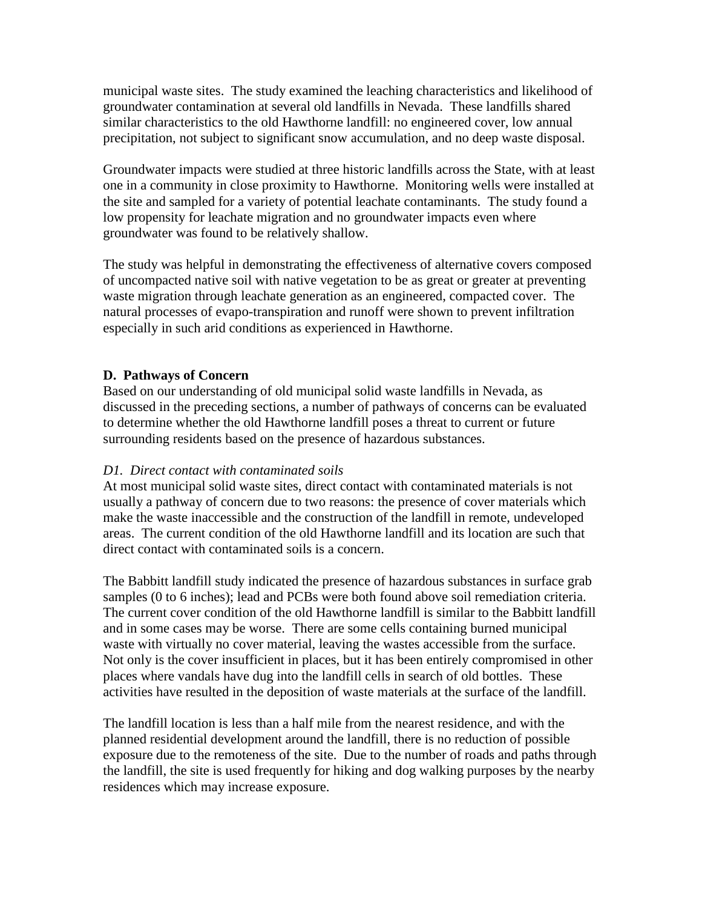municipal waste sites. The study examined the leaching characteristics and likelihood of groundwater contamination at several old landfills in Nevada. These landfills shared similar characteristics to the old Hawthorne landfill: no engineered cover, low annual precipitation, not subject to significant snow accumulation, and no deep waste disposal.

Groundwater impacts were studied at three historic landfills across the State, with at least one in a community in close proximity to Hawthorne. Monitoring wells were installed at the site and sampled for a variety of potential leachate contaminants. The study found a low propensity for leachate migration and no groundwater impacts even where groundwater was found to be relatively shallow.

The study was helpful in demonstrating the effectiveness of alternative covers composed of uncompacted native soil with native vegetation to be as great or greater at preventing waste migration through leachate generation as an engineered, compacted cover. The natural processes of evapo-transpiration and runoff were shown to prevent infiltration especially in such arid conditions as experienced in Hawthorne.

**D. Pathways of Concern**

Based on our understanding of old municipal solid waste landfills in Nevada, as discussed in the preceding sections, a number of pathways of concerns can be evaluated to determine whether the old Hawthorne landfill poses a threat to current or future surrounding residents based on the presence of hazardous substances.

*D1. Direct contact with contaminated soils*

At most municipal solid waste sites, direct contact with contaminated materials is not usually a pathway of concern due to two reasons: the presence of cover materials which make the waste inaccessible and the construction of the landfill in remote, undeveloped areas. The current condition of the old Hawthorne landfill and its location are such that direct contact with contaminated soils is a concern.

The Babbitt landfill study indicated the presence of hazardous substances in surface grab samples (0 to 6 inches); lead and PCBs were both found above soil remediation criteria. The current cover condition of the old Hawthorne landfill is similar to the Babbitt landfill and in some cases may be worse. There are some cells containing burned municipal waste with virtually no cover material, leaving the wastes accessible from the surface. Not only is the cover insufficient in places, but it has been entirely compromised in other places where vandals have dug into the landfill cells in search of old bottles. These activities have resulted in the deposition of waste materials at the surface of the landfill.

The landfill location is less than a half mile from the nearest residence, and with the planned residential development around the landfill, there is no reduction of possible exposure due to the remoteness of the site. Due to the number of roads and paths through the landfill, the site is used frequently for hiking and dog walking purposes by the nearby residences which may increase exposure.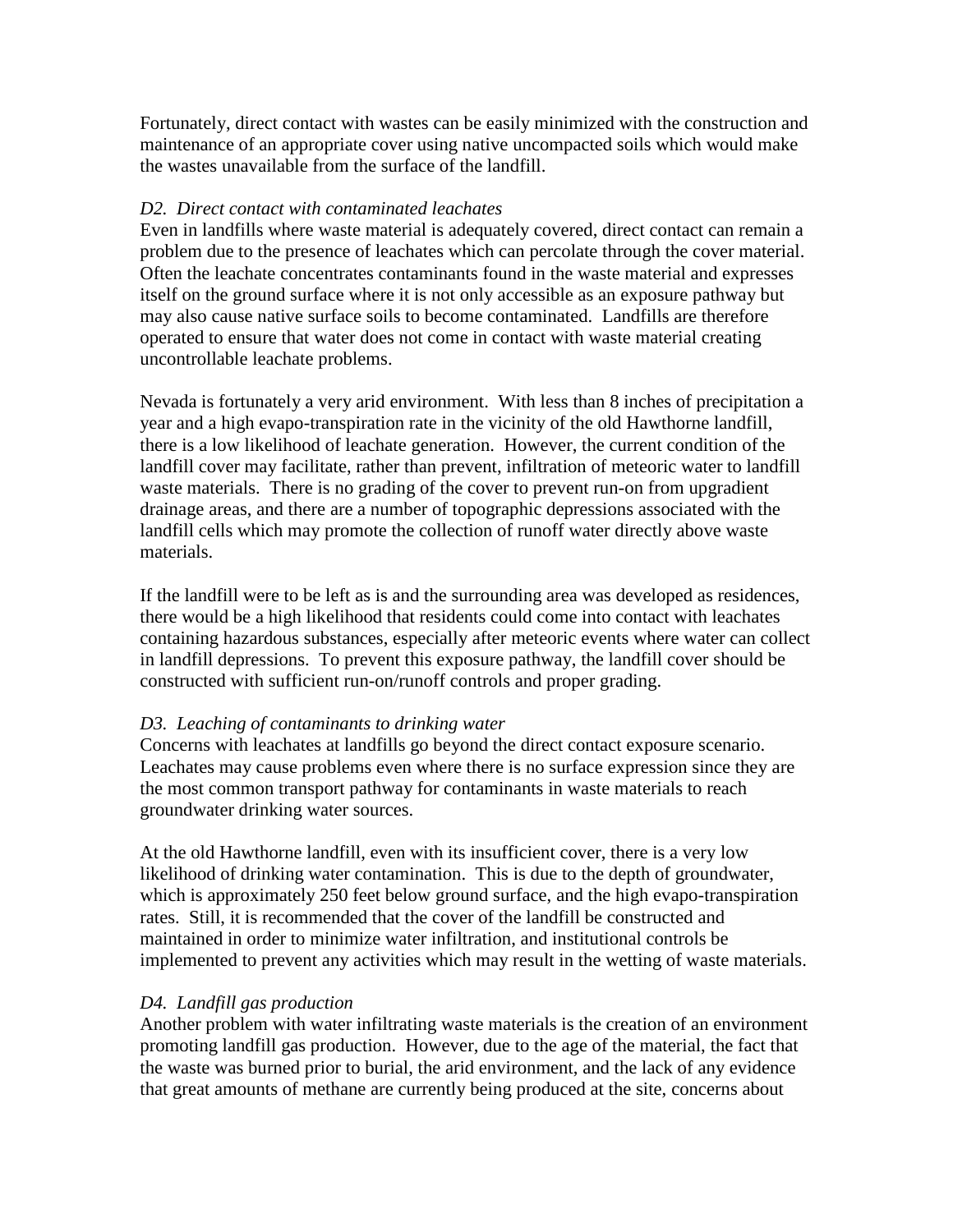Fortunately, direct contact with wastes can be easily minimized with the construction and maintenance of an appropriate cover using native uncompacted soils which would make the wastes unavailable from the surface of the landfill.

*D2. Direct contact with contaminated leachates*

Even in landfills where waste material is adequately covered, direct contact can remain a problem due to the presence of leachates which can percolate through the cover material. Often the leachate concentrates contaminants found in the waste material and expresses itself on the ground surface where it is not only accessible as an exposure pathway but may also cause native surface soils to become contaminated. Landfills are therefore operated to ensure that water does not come in contact with waste material creating uncontrollable leachate problems.

Nevada is fortunately a very arid environment. With less than 8 inches of precipitation a year and a high evapo-transpiration rate in the vicinity of the old Hawthorne landfill, there is a low likelihood of leachate generation. However, the current condition of the landfill cover may facilitate, rather than prevent, infiltration of meteoric water to landfill waste materials. There is no grading of the cover to prevent run-on from upgradient drainage areas, and there are a number of topographic depressions associated with the landfill cells which may promote the collection of runoff water directly above waste materials.

If the landfill were to be left as is and the surrounding area was developed as residences, there would be a high likelihood that residents could come into contact with leachates containing hazardous substances, especially after meteoric events where water can collect in landfill depressions. To prevent this exposure pathway, the landfill cover should be constructed with sufficient run-on/runoff controls and proper grading.

*D3. Leaching of contaminants to drinking water*

Concerns with leachates at landfills go beyond the direct contact exposure scenario. Leachates may cause problems even where there is no surface expression since they are the most common transport pathway for contaminants in waste materials to reach groundwater drinking water sources.

At the old Hawthorne landfill, even with its insufficient cover, there is a very low likelihood of drinking water contamination. This is due to the depth of groundwater, which is approximately 250 feet below ground surface, and the high evapo-transpiration rates. Still, it is recommended that the cover of the landfill be constructed and maintained in order to minimize water infiltration, and institutional controls be implemented to prevent any activities which may result in the wetting of waste materials.

*D4. Landfill gas production*

Another problem with water infiltrating waste materials is the creation of an environment promoting landfill gas production. However, due to the age of the material, the fact that the waste was burned prior to burial, the arid environment, and the lack of any evidence that great amounts of methane are currently being produced at the site, concerns about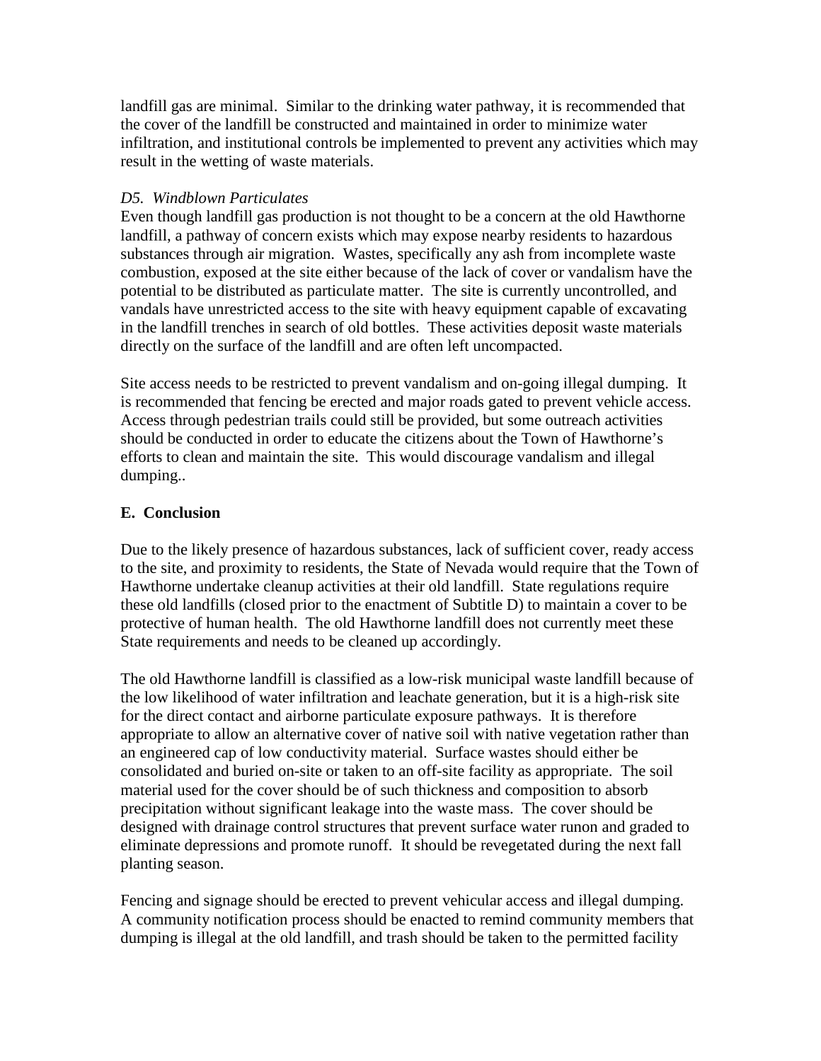landfill gas are minimal. Similar to the drinking water pathway, it is recommended that the cover of the landfill be constructed and maintained in order to minimize water infiltration, and institutional controls be implemented to prevent any activities which may result in the wetting of waste materials.

*D5. Windblown Particulates*

Even though landfill gas production is not thought to be a concern at the old Hawthorne landfill, a pathway of concern exists which may expose nearby residents to hazardous substances through air migration. Wastes, specifically any ash from incomplete waste combustion, exposed at the site either because of the lack of cover or vandalism have the potential to be distributed as particulate matter. The site is currently uncontrolled, and vandals have unrestricted access to the site with heavy equipment capable of excavating in the landfill trenches in search of old bottles. These activities deposit waste materials directly on the surface of the landfill and are often left uncompacted.

Site access needs to be restricted to prevent vandalism and on-going illegal dumping. It is recommended that fencing be erected and major roads gated to prevent vehicle access. Access through pedestrian trails could still be provided, but some outreach activities should be conducted in order to educate the citizens about the Town of Hawthorne's efforts to clean and maintain the site. This would discourage vandalism and illegal dumping..

## E. Conclusion

Due to the likely presence of hazardous substances, lack of sufficient cover, ready access to the site, and proximity to residents, the State of Nevada would require that the Town of Hawthorne undertake cleanup activities at their old landfill. State regulations require these old landfills (closed prior to the enactment of Subtitle D) to maintain a cover to be protective of human health. The old Hawthorne landfill does not currently meet these State requirements and needs to be cleaned up accordingly.

The old Hawthorne landfill is classified as a low-risk municipal waste landfill because of the low likelihood of water infiltration and leachate generation, but it is a high-risk site for the direct contact and airborne particulate exposure pathways. It is therefore appropriate to allow an alternative cover of native soil with native vegetation rather than an engineered cap of low conductivity material. Surface wastes should either be consolidated and buried on-site or taken to an off-site facility as appropriate. The soil material used for the cover should be of such thickness and composition to absorb precipitation without significant leakage into the waste mass. The cover should be designed with drainage control structures that prevent surface water runon and graded to eliminate depressions and promote runoff. It should be revegetated during the next fall planting season.

Fencing and signage should be erected to prevent vehicular access and illegal dumping. A community notification process should be enacted to remind community members that dumping is illegal at the old landfill, and trash should be taken to the permitted facility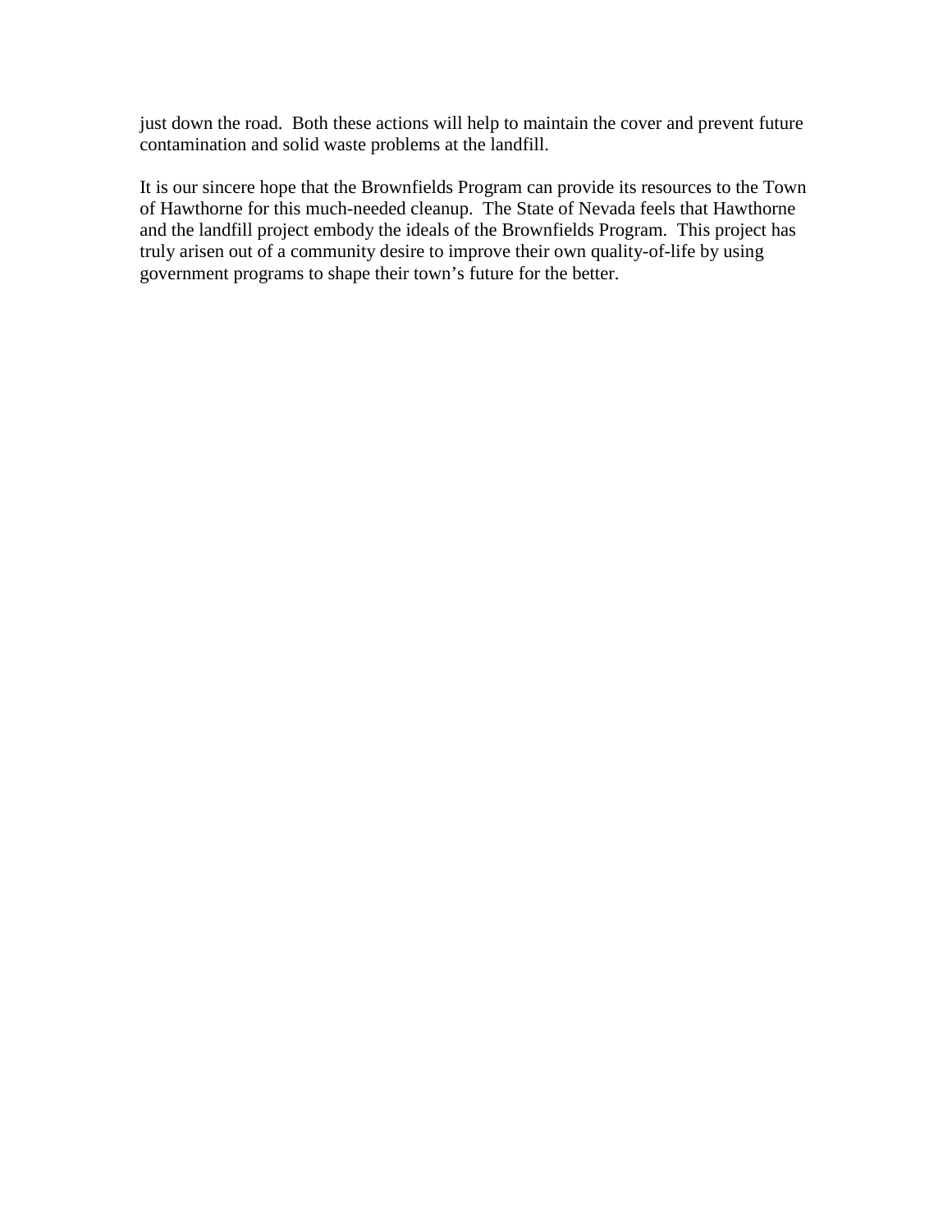just down the road.  Both these actions will help to maintain the cover and prevent future contamination and solid waste problems at the landfill.

It is our sincere hope that the Brownfields Program can provide its resources to the Town of Hawthorne for this much-needed cleanup.  The State of Nevada feels that Hawthorne and the landfill project embody the ideals of the Brownfields Program.  This project has truly arisen out of a community desire to improve their own quality-of-life by using government programs to shape their town's future for the better.